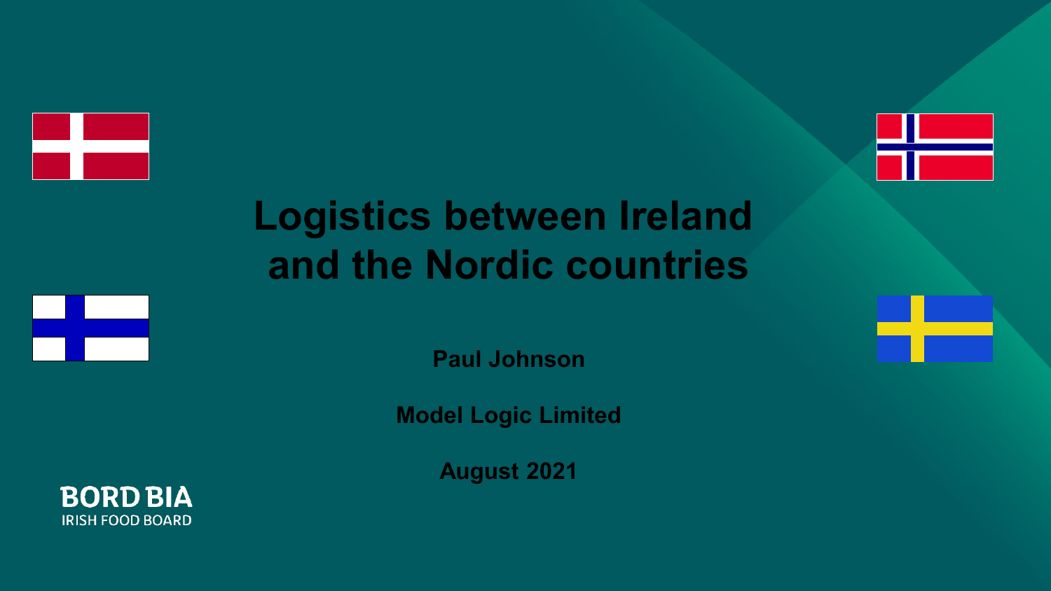# Logistics between Ireland and the Nordic countries

**Paul Johnson**

**Model Logic Limited**

**August 2021**

BORD BIA
IRISH FOOD BOARD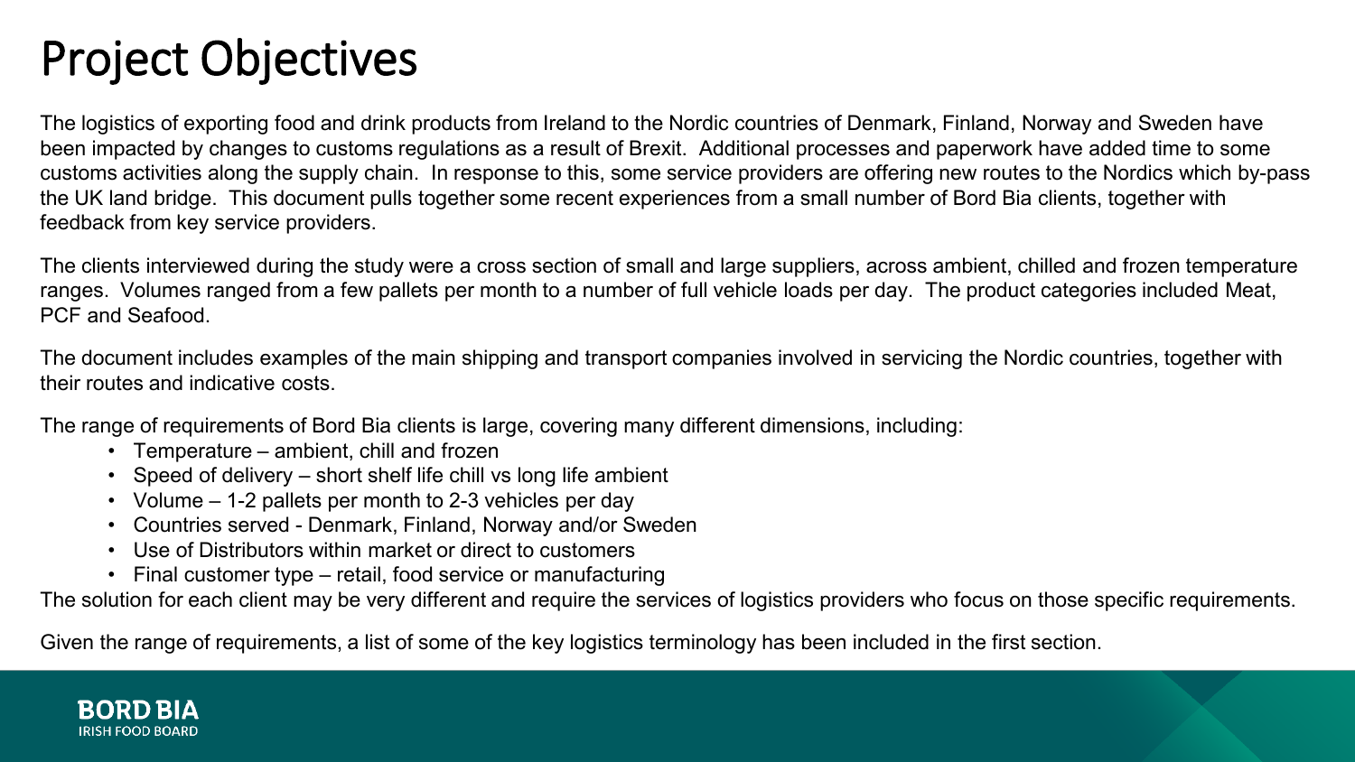# Project Objectives

The logistics of exporting food and drink products from Ireland to the Nordic countries of Denmark, Finland, Norway and Sweden have been impacted by changes to customs regulations as a result of Brexit. Additional processes and paperwork have added time to some customs activities along the supply chain. In response to this, some service providers are offering new routes to the Nordics which by-pass the UK land bridge. This document pulls together some recent experiences from a small number of Bord Bia clients, together with feedback from key service providers.

The clients interviewed during the study were a cross section of small and large suppliers, across ambient, chilled and frozen temperature ranges. Volumes ranged from a few pallets per month to a number of full vehicle loads per day. The product categories included Meat, PCF and Seafood.

The document includes examples of the main shipping and transport companies involved in servicing the Nordic countries, together with their routes and indicative costs.

The range of requirements of Bord Bia clients is large, covering many different dimensions, including:

- Temperature – ambient, chill and frozen
- Speed of delivery – short shelf life chill vs long life ambient
- Volume – 1-2 pallets per month to 2-3 vehicles per day
- Countries served - Denmark, Finland, Norway and/or Sweden
- Use of Distributors within market or direct to customers
- Final customer type – retail, food service or manufacturing

The solution for each client may be very different and require the services of logistics providers who focus on those specific requirements.

Given the range of requirements, a list of some of the key logistics terminology has been included in the first section.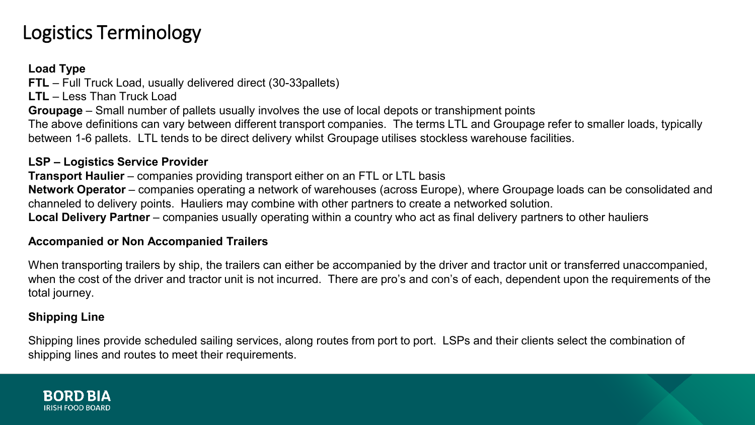# Logistics Terminology

**Load Type**

**FTL** – Full Truck Load, usually delivered direct (30-33pallets)
**LTL** – Less Than Truck Load
**Groupage** – Small number of pallets usually involves the use of local depots or transhipment points
The above definitions can vary between different transport companies. The terms LTL and Groupage refer to smaller loads, typically between 1-6 pallets. LTL tends to be direct delivery whilst Groupage utilises stockless warehouse facilities.

**LSP – Logistics Service Provider**

**Transport Haulier** – companies providing transport either on an FTL or LTL basis
**Network Operator** – companies operating a network of warehouses (across Europe), where Groupage loads can be consolidated and channeled to delivery points. Hauliers may combine with other partners to create a networked solution.
**Local Delivery Partner** – companies usually operating within a country who act as final delivery partners to other hauliers

**Accompanied or Non Accompanied Trailers**

When transporting trailers by ship, the trailers can either be accompanied by the driver and tractor unit or transferred unaccompanied, when the cost of the driver and tractor unit is not incurred. There are pro's and con's of each, dependent upon the requirements of the total journey.

**Shipping Line**

Shipping lines provide scheduled sailing services, along routes from port to port. LSPs and their clients select the combination of shipping lines and routes to meet their requirements.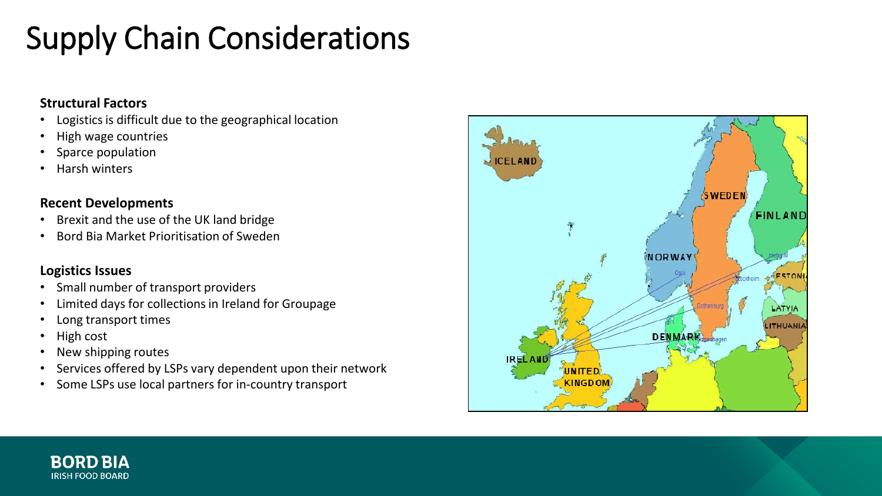# Supply Chain Considerations

**Structural Factors**

- Logistics is difficult due to the geographical location
- High wage countries
- Sparce population
- Harsh winters

**Recent Developments**

- Brexit and the use of the UK land bridge
- Bord Bia Market Prioritisation of Sweden

**Logistics Issues**

- Small number of transport providers
- Limited days for collections in Ireland for Groupage
- Long transport times
- High cost
- New shipping routes
- Services offered by LSPs vary dependent upon their network
- Some LSPs use local partners for in-country transport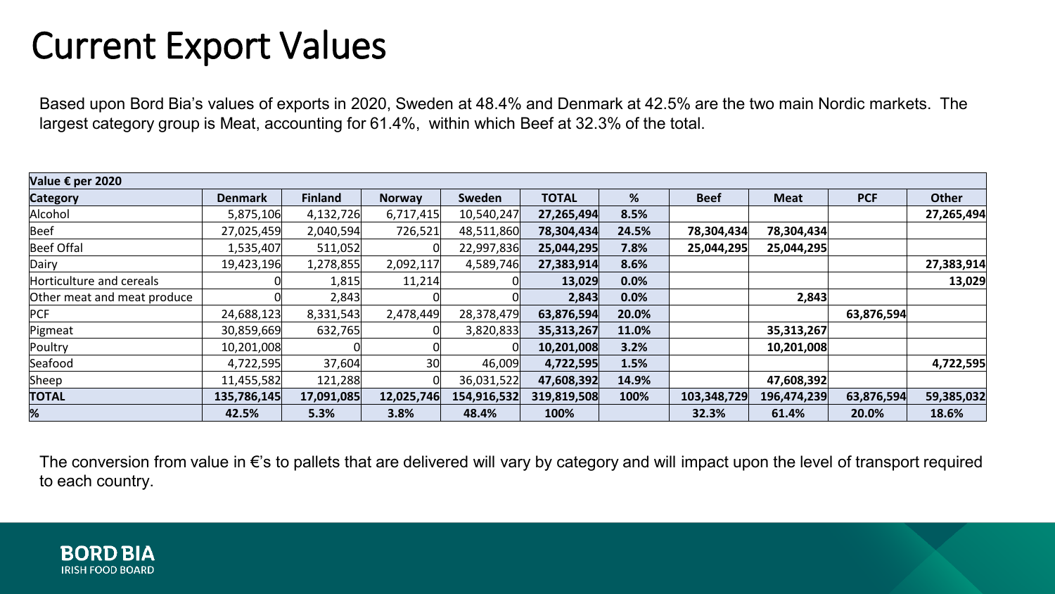# Current Export Values

Based upon Bord Bia's values of exports in 2020, Sweden at 48.4% and Denmark at 42.5% are the two main Nordic markets. The largest category group is Meat, accounting for 61.4%, within which Beef at 32.3% of the total.

| **Value € per 2020** | | | | | | | | | | |
|---|---|---|---|---|---|---|---|---|---|---|
| **Category** | **Denmark** | **Finland** | **Norway** | **Sweden** | **TOTAL** | **%** | **Beef** | **Meat** | **PCF** | **Other** |
| Alcohol | 5,875,106 | 4,132,726 | 6,717,415 | 10,540,247 | **27,265,494** | **8.5%** | | | | **27,265,494** |
| Beef | 27,025,459 | 2,040,594 | 726,521 | 48,511,860 | **78,304,434** | **24.5%** | **78,304,434** | **78,304,434** | | |
| Beef Offal | 1,535,407 | 511,052 | 0 | 22,997,836 | **25,044,295** | **7.8%** | **25,044,295** | **25,044,295** | | |
| Dairy | 19,423,196 | 1,278,855 | 2,092,117 | 4,589,746 | **27,383,914** | **8.6%** | | | | **27,383,914** |
| Horticulture and cereals | 0 | 1,815 | 11,214 | 0 | **13,029** | **0.0%** | | | | **13,029** |
| Other meat and meat produce | 0 | 2,843 | 0 | 0 | **2,843** | **0.0%** | | **2,843** | | |
| PCF | 24,688,123 | 8,331,543 | 2,478,449 | 28,378,479 | **63,876,594** | **20.0%** | | | **63,876,594** | |
| Pigmeat | 30,859,669 | 632,765 | 0 | 3,820,833 | **35,313,267** | **11.0%** | | **35,313,267** | | |
| Poultry | 10,201,008 | 0 | 0 | 0 | **10,201,008** | **3.2%** | | **10,201,008** | | |
| Seafood | 4,722,595 | 37,604 | 30 | 46,009 | **4,722,595** | **1.5%** | | | | **4,722,595** |
| Sheep | 11,455,582 | 121,288 | 0 | 36,031,522 | **47,608,392** | **14.9%** | | **47,608,392** | | |
| **TOTAL** | **135,786,145** | **17,091,085** | **12,025,746** | **154,916,532** | **319,819,508** | **100%** | **103,348,729** | **196,474,239** | **63,876,594** | **59,385,032** |
| **%** | **42.5%** | **5.3%** | **3.8%** | **48.4%** | **100%** | | **32.3%** | **61.4%** | **20.0%** | **18.6%** |

The conversion from value in €'s to pallets that are delivered will vary by category and will impact upon the level of transport required to each country.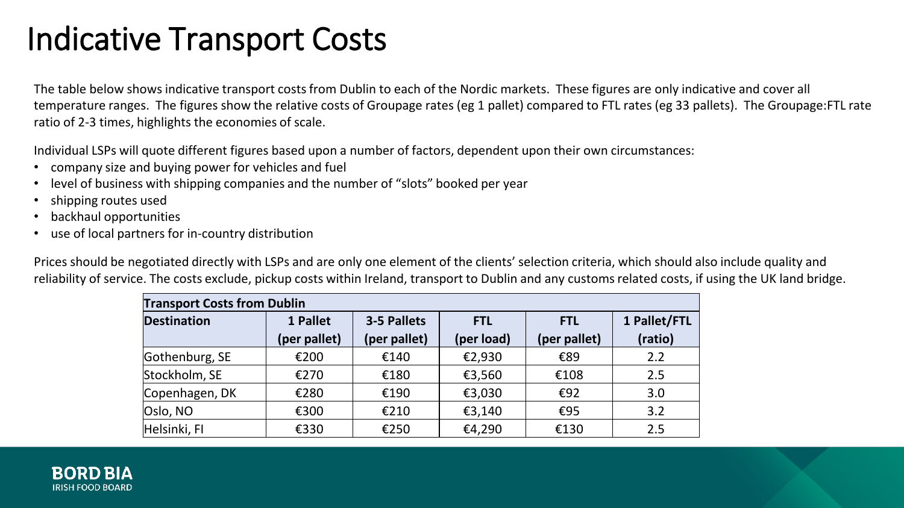# Indicative Transport Costs

The table below shows indicative transport costs from Dublin to each of the Nordic markets. These figures are only indicative and cover all temperature ranges. The figures show the relative costs of Groupage rates (eg 1 pallet) compared to FTL rates (eg 33 pallets). The Groupage:FTL rate ratio of 2-3 times, highlights the economies of scale.

Individual LSPs will quote different figures based upon a number of factors, dependent upon their own circumstances:

- company size and buying power for vehicles and fuel
- level of business with shipping companies and the number of "slots" booked per year
- shipping routes used
- backhaul opportunities
- use of local partners for in-country distribution

Prices should be negotiated directly with LSPs and are only one element of the clients' selection criteria, which should also include quality and reliability of service. The costs exclude, pickup costs within Ireland, transport to Dublin and any customs related costs, if using the UK land bridge.

| Transport Costs from Dublin | | | | | |
|---|---|---|---|---|---|
| **Destination** | **1 Pallet (per pallet)** | **3-5 Pallets (per pallet)** | **FTL (per load)** | **FTL (per pallet)** | **1 Pallet/FTL (ratio)** |
| Gothenburg, SE | €200 | €140 | €2,930 | €89 | 2.2 |
| Stockholm, SE | €270 | €180 | €3,560 | €108 | 2.5 |
| Copenhagen, DK | €280 | €190 | €3,030 | €92 | 3.0 |
| Oslo, NO | €300 | €210 | €3,140 | €95 | 3.2 |
| Helsinki, FI | €330 | €250 | €4,290 | €130 | 2.5 |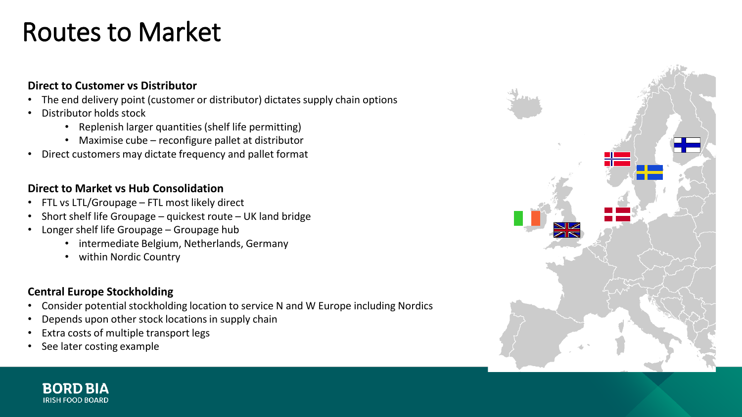# Routes to Market

**Direct to Customer vs Distributor**

- The end delivery point (customer or distributor) dictates supply chain options
- Distributor holds stock
    - Replenish larger quantities (shelf life permitting)
    - Maximise cube – reconfigure pallet at distributor
- Direct customers may dictate frequency and pallet format

**Direct to Market vs Hub Consolidation**

- FTL vs LTL/Groupage – FTL most likely direct
- Short shelf life Groupage – quickest route – UK land bridge
- Longer shelf life Groupage – Groupage hub
    - intermediate Belgium, Netherlands, Germany
    - within Nordic Country

**Central Europe Stockholding**

- Consider potential stockholding location to service N and W Europe including Nordics
- Depends upon other stock locations in supply chain
- Extra costs of multiple transport legs
- See later costing example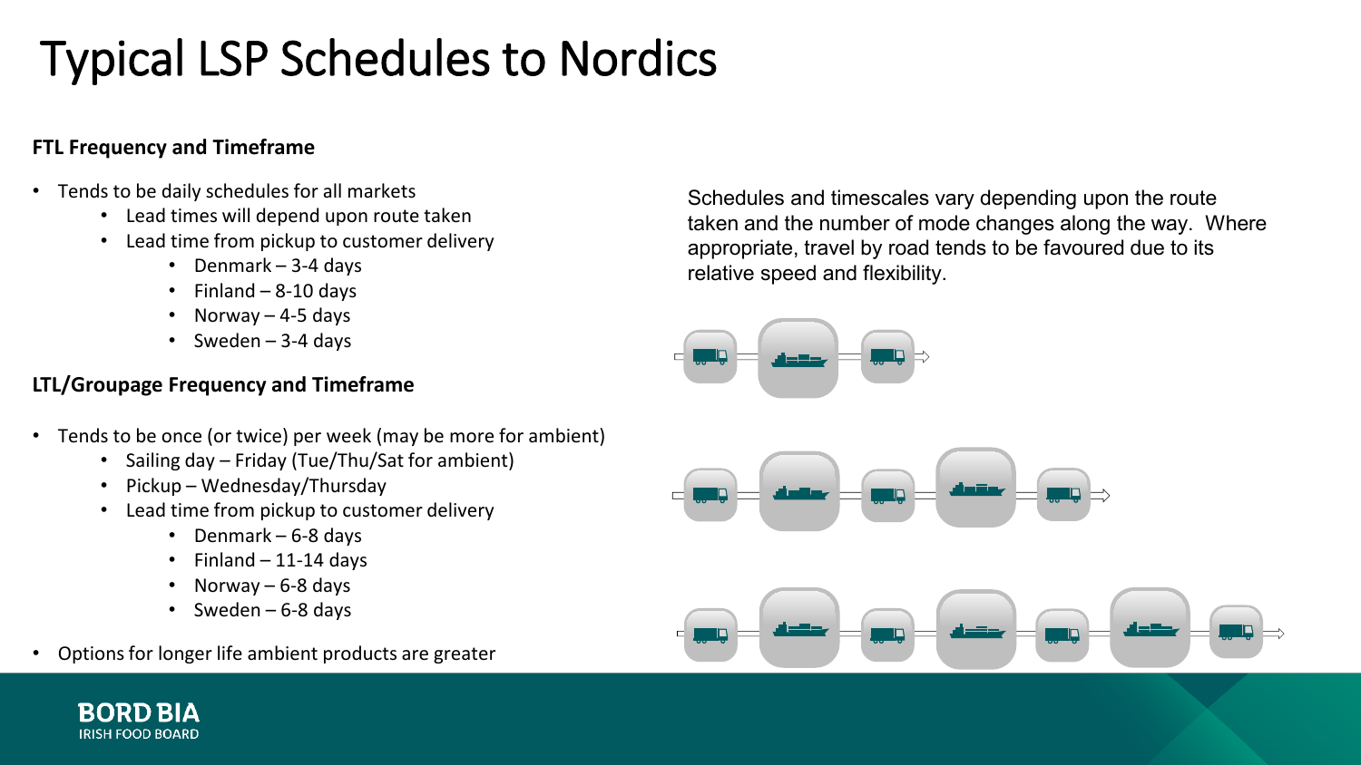# Typical LSP Schedules to Nordics

**FTL Frequency and Timeframe**

- Tends to be daily schedules for all markets
  - Lead times will depend upon route taken
  - Lead time from pickup to customer delivery
    - Denmark – 3-4 days
    - Finland – 8-10 days
    - Norway – 4-5 days
    - Sweden – 3-4 days

**LTL/Groupage Frequency and Timeframe**

- Tends to be once (or twice) per week (may be more for ambient)
  - Sailing day – Friday (Tue/Thu/Sat for ambient)
  - Pickup – Wednesday/Thursday
  - Lead time from pickup to customer delivery
    - Denmark – 6-8 days
    - Finland – 11-14 days
    - Norway – 6-8 days
    - Sweden – 6-8 days
- Options for longer life ambient products are greater

Schedules and timescales vary depending upon the route taken and the number of mode changes along the way. Where appropriate, travel by road tends to be favoured due to its relative speed and flexibility.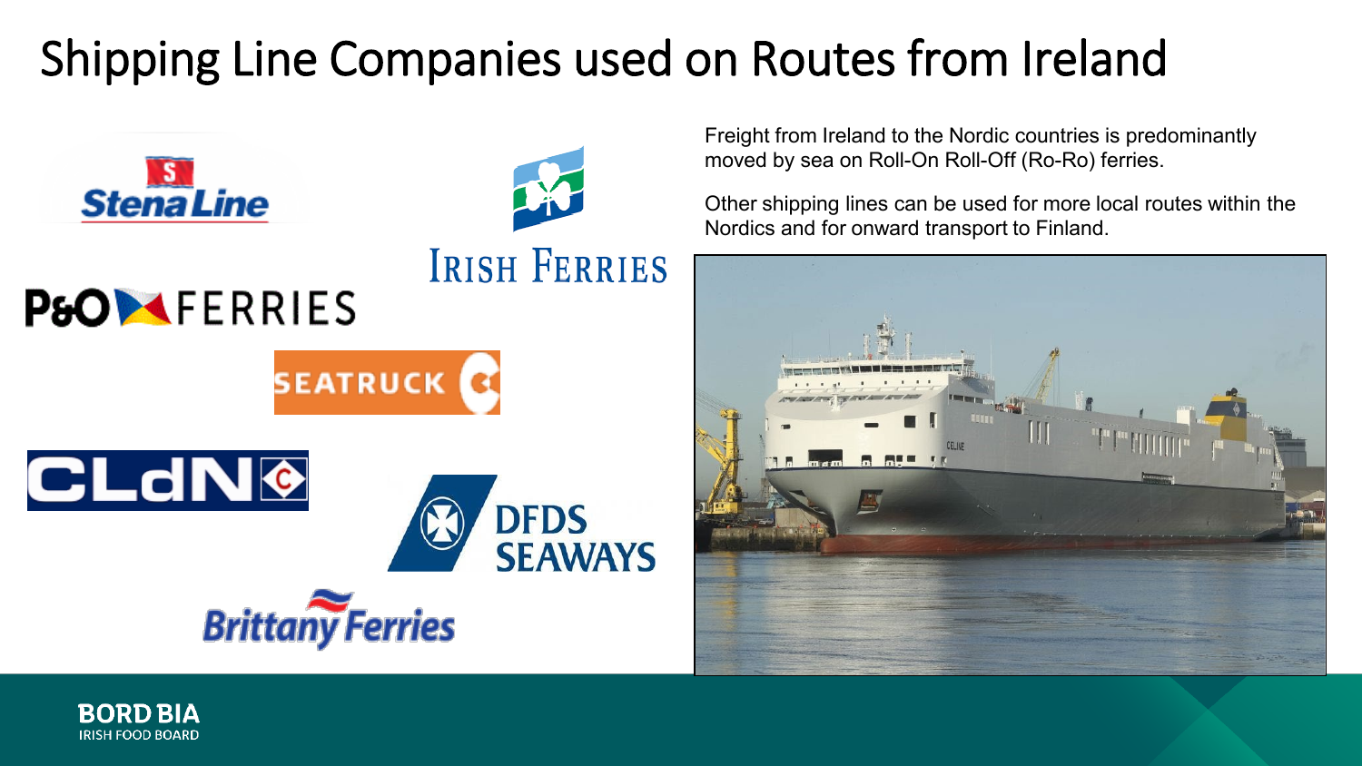# Shipping Line Companies used on Routes from Ireland

Stena Line

Irish Ferries

P&O Ferries

Seatruck

CLdN

DFDS Seaways

Brittany Ferries

Freight from Ireland to the Nordic countries is predominantly moved by sea on Roll-On Roll-Off (Ro-Ro) ferries.

Other shipping lines can be used for more local routes within the Nordics and for onward transport to Finland.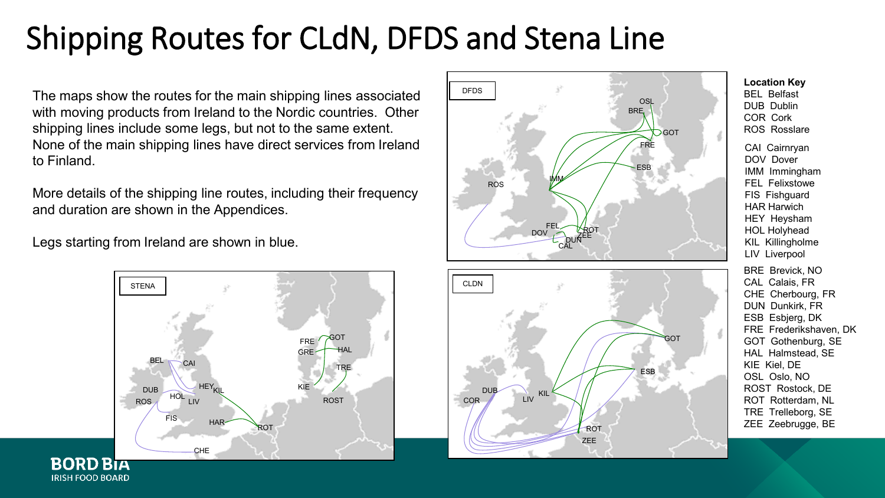# Shipping Routes for CLdN, DFDS and Stena Line

The maps show the routes for the main shipping lines associated with moving products from Ireland to the Nordic countries. Other shipping lines include some legs, but not to the same extent. None of the main shipping lines have direct services from Ireland to Finland.

More details of the shipping line routes, including their frequency and duration are shown in the Appendices.

Legs starting from Ireland are shown in blue.

**Location Key**

BEL Belfast
DUB Dublin
COR Cork
ROS Rosslare

CAI Cairnryan
DOV Dover
IMM Immingham
FEL Felixstowe
FIS Fishguard
HAR Harwich
HEY Heysham
HOL Holyhead
KIL Killingholme
LIV Liverpool

BRE Brevick, NO
CAL Calais, FR
CHE Cherbourg, FR
DUN Dunkirk, FR
ESB Esbjerg, DK
FRE Frederikshaven, DK
GOT Gothenburg, SE
HAL Halmstead, SE
KIE Kiel, DE
OSL Oslo, NO
ROST Rostock, DE
ROT Rotterdam, NL
TRE Trelleborg, SE
ZEE Zeebrugge, BE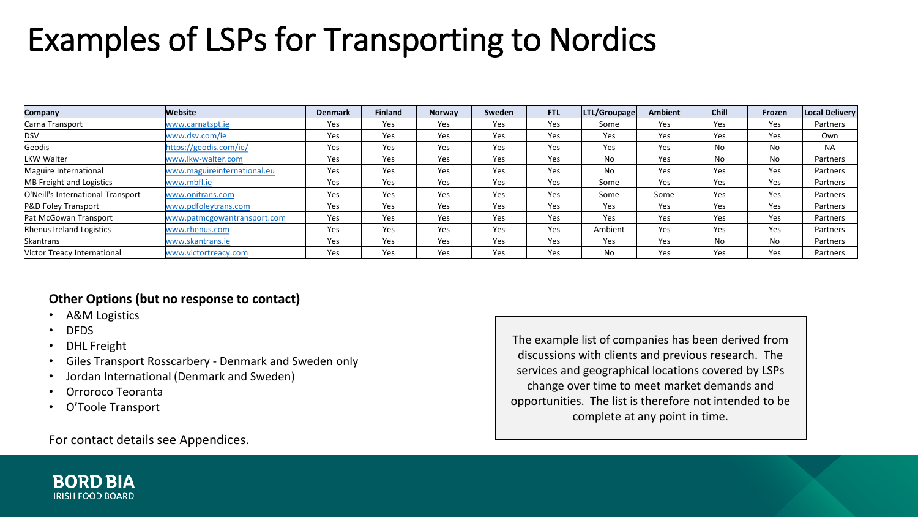# Examples of LSPs for Transporting to Nordics

| Company | Website | Denmark | Finland | Norway | Sweden | FTL | LTL/Groupage | Ambient | Chill | Frozen | Local Delivery |
|---|---|---|---|---|---|---|---|---|---|---|---|
| Carna Transport | www.carnatspt.ie | Yes | Yes | Yes | Yes | Yes | Some | Yes | Yes | Yes | Partners |
| DSV | www.dsv.com/ie | Yes | Yes | Yes | Yes | Yes | Yes | Yes | Yes | Yes | Own |
| Geodis | https://geodis.com/ie/ | Yes | Yes | Yes | Yes | Yes | Yes | Yes | No | No | NA |
| LKW Walter | www.lkw-walter.com | Yes | Yes | Yes | Yes | Yes | No | Yes | No | No | Partners |
| Maguire International | www.maguireinternational.eu | Yes | Yes | Yes | Yes | Yes | No | Yes | Yes | Yes | Partners |
| MB Freight and Logistics | www.mbfl.ie | Yes | Yes | Yes | Yes | Yes | Some | Yes | Yes | Yes | Partners |
| O'Neill's International Transport | www.onitrans.com | Yes | Yes | Yes | Yes | Yes | Some | Some | Yes | Yes | Partners |
| P&D Foley Transport | www.pdfoleytrans.com | Yes | Yes | Yes | Yes | Yes | Yes | Yes | Yes | Yes | Partners |
| Pat McGowan Transport | www.patmcgowantransport.com | Yes | Yes | Yes | Yes | Yes | Yes | Yes | Yes | Yes | Partners |
| Rhenus Ireland Logistics | www.rhenus.com | Yes | Yes | Yes | Yes | Yes | Ambient | Yes | Yes | Yes | Partners |
| Skantrans | www.skantrans.ie | Yes | Yes | Yes | Yes | Yes | Yes | Yes | No | No | Partners |
| Victor Treacy International | www.victortreacy.com | Yes | Yes | Yes | Yes | Yes | No | Yes | Yes | Yes | Partners |

**Other Options (but no response to contact)**

- A&M Logistics
- DFDS
- DHL Freight
- Giles Transport Rosscarbery - Denmark and Sweden only
- Jordan International (Denmark and Sweden)
- Orroroco Teoranta
- O'Toole Transport

For contact details see Appendices.

The example list of companies has been derived from discussions with clients and previous research. The services and geographical locations covered by LSPs change over time to meet market demands and opportunities. The list is therefore not intended to be complete at any point in time.

BORD BIA
IRISH FOOD BOARD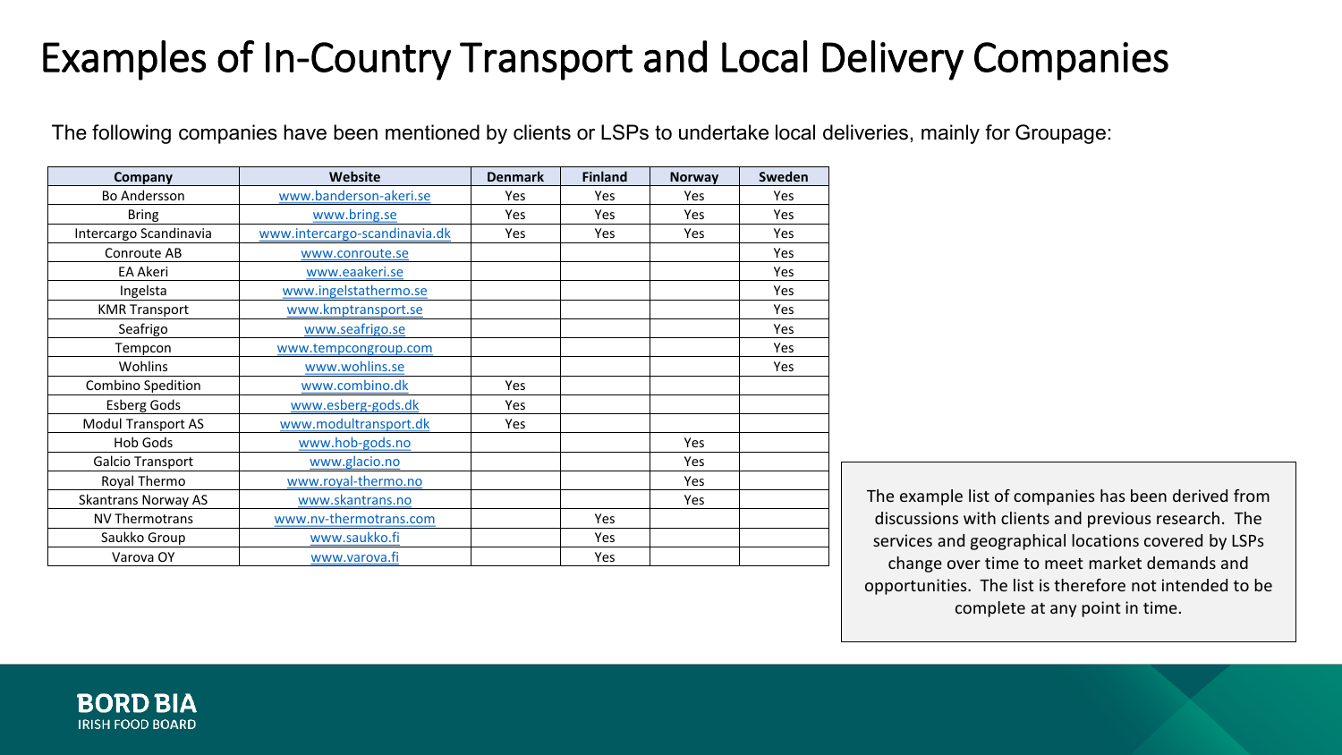# Examples of In-Country Transport and Local Delivery Companies

The following companies have been mentioned by clients or LSPs to undertake local deliveries, mainly for Groupage:

| Company | Website | Denmark | Finland | Norway | Sweden |
|---|---|---|---|---|---|
| Bo Andersson | www.banderson-akeri.se | Yes | Yes | Yes | Yes |
| Bring | www.bring.se | Yes | Yes | Yes | Yes |
| Intercargo Scandinavia | www.intercargo-scandinavia.dk | Yes | Yes | Yes | Yes |
| Conroute AB | www.conroute.se | | | | Yes |
| EA Akeri | www.eaakeri.se | | | | Yes |
| Ingelsta | www.ingelstathermo.se | | | | Yes |
| KMR Transport | www.kmptransport.se | | | | Yes |
| Seafrigo | www.seafrigo.se | | | | Yes |
| Tempcon | www.tempcongroup.com | | | | Yes |
| Wohlins | www.wohlins.se | | | | Yes |
| Combino Spedition | www.combino.dk | Yes | | | |
| Esberg Gods | www.esberg-gods.dk | Yes | | | |
| Modul Transport AS | www.modultransport.dk | Yes | | | |
| Hob Gods | www.hob-gods.no | | | Yes | |
| Galcio Transport | www.glacio.no | | | Yes | |
| Royal Thermo | www.royal-thermo.no | | | Yes | |
| Skantrans Norway AS | www.skantrans.no | | | Yes | |
| NV Thermotrans | www.nv-thermotrans.com | | Yes | | |
| Saukko Group | www.saukko.fi | | Yes | | |
| Varova OY | www.varova.fi | | Yes | | |

The example list of companies has been derived from discussions with clients and previous research. The services and geographical locations covered by LSPs change over time to meet market demands and opportunities. The list is therefore not intended to be complete at any point in time.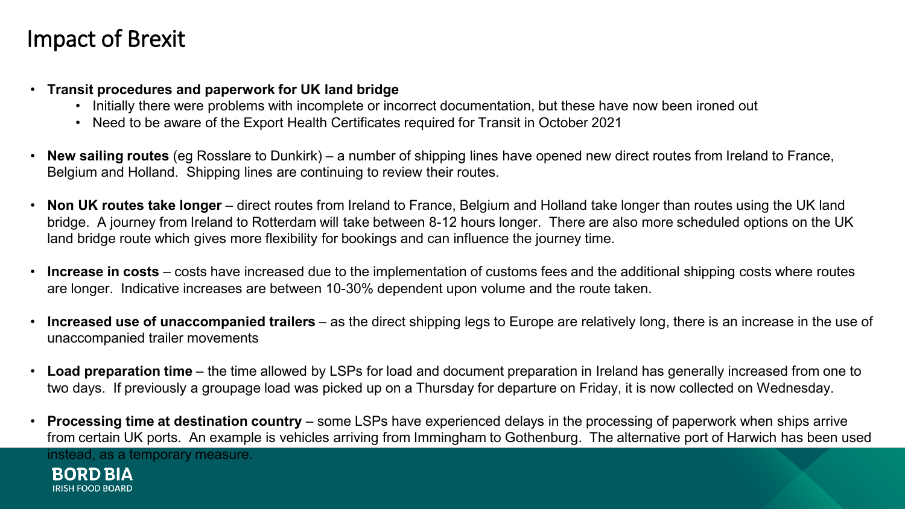# Impact of Brexit

- **Transit procedures and paperwork for UK land bridge**
  - Initially there were problems with incomplete or incorrect documentation, but these have now been ironed out
  - Need to be aware of the Export Health Certificates required for Transit in October 2021
- **New sailing routes** (eg Rosslare to Dunkirk) – a number of shipping lines have opened new direct routes from Ireland to France, Belgium and Holland. Shipping lines are continuing to review their routes.
- **Non UK routes take longer** – direct routes from Ireland to France, Belgium and Holland take longer than routes using the UK land bridge. A journey from Ireland to Rotterdam will take between 8-12 hours longer. There are also more scheduled options on the UK land bridge route which gives more flexibility for bookings and can influence the journey time.
- **Increase in costs** – costs have increased due to the implementation of customs fees and the additional shipping costs where routes are longer. Indicative increases are between 10-30% dependent upon volume and the route taken.
- **Increased use of unaccompanied trailers** – as the direct shipping legs to Europe are relatively long, there is an increase in the use of unaccompanied trailer movements
- **Load preparation time** – the time allowed by LSPs for load and document preparation in Ireland has generally increased from one to two days. If previously a groupage load was picked up on a Thursday for departure on Friday, it is now collected on Wednesday.
- **Processing time at destination country** – some LSPs have experienced delays in the processing of paperwork when ships arrive from certain UK ports. An example is vehicles arriving from Immingham to Gothenburg. The alternative port of Harwich has been used instead, as a temporary measure.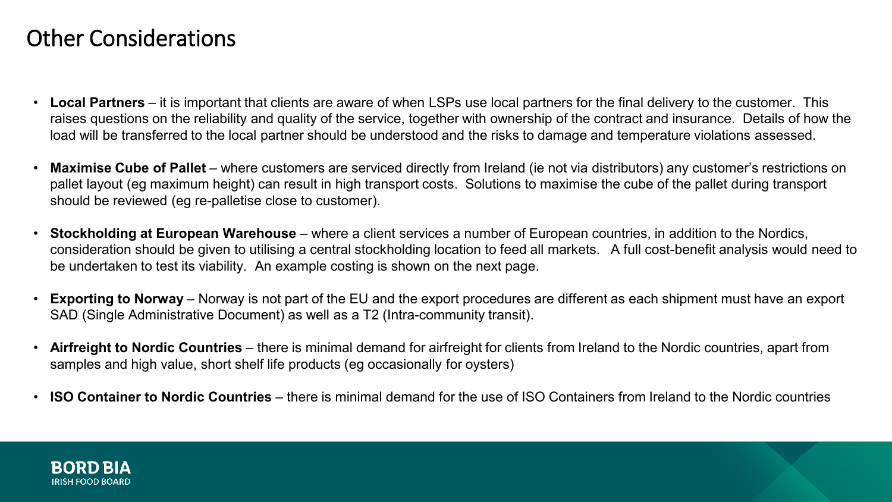# Other Considerations

- **Local Partners** – it is important that clients are aware of when LSPs use local partners for the final delivery to the customer. This raises questions on the reliability and quality of the service, together with ownership of the contract and insurance. Details of how the load will be transferred to the local partner should be understood and the risks to damage and temperature violations assessed.

- **Maximise Cube of Pallet** – where customers are serviced directly from Ireland (ie not via distributors) any customer's restrictions on pallet layout (eg maximum height) can result in high transport costs. Solutions to maximise the cube of the pallet during transport should be reviewed (eg re-palletise close to customer).

- **Stockholding at European Warehouse** – where a client services a number of European countries, in addition to the Nordics, consideration should be given to utilising a central stockholding location to feed all markets. A full cost-benefit analysis would need to be undertaken to test its viability. An example costing is shown on the next page.

- **Exporting to Norway** – Norway is not part of the EU and the export procedures are different as each shipment must have an export SAD (Single Administrative Document) as well as a T2 (Intra-community transit).

- **Airfreight to Nordic Countries** – there is minimal demand for airfreight for clients from Ireland to the Nordic countries, apart from samples and high value, short shelf life products (eg occasionally for oysters)

- **ISO Container to Nordic Countries** – there is minimal demand for the use of ISO Containers from Ireland to the Nordic countries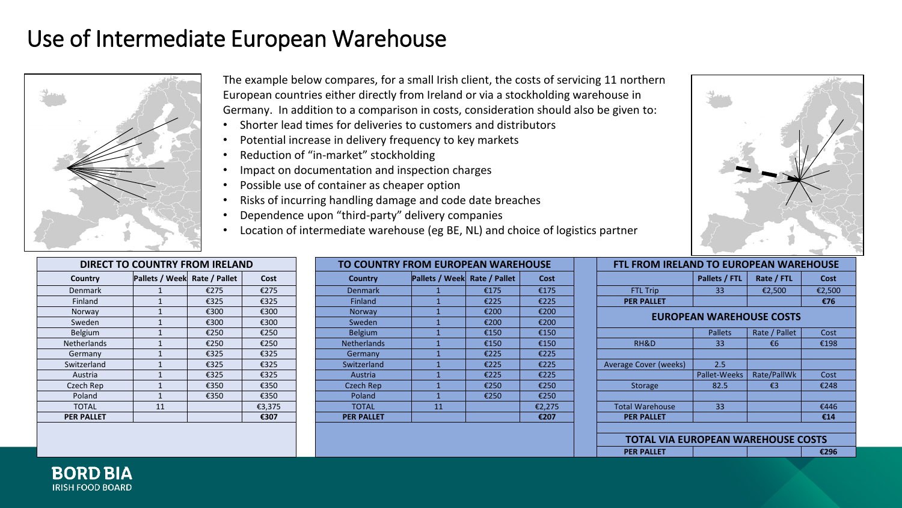# Use of Intermediate European Warehouse

The example below compares, for a small Irish client, the costs of servicing 11 northern European countries either directly from Ireland or via a stockholding warehouse in Germany. In addition to a comparison in costs, consideration should also be given to:

- Shorter lead times for deliveries to customers and distributors
- Potential increase in delivery frequency to key markets
- Reduction of "in-market" stockholding
- Impact on documentation and inspection charges
- Possible use of container as cheaper option
- Risks of incurring handling damage and code date breaches
- Dependence upon "third-party" delivery companies
- Location of intermediate warehouse (eg BE, NL) and choice of logistics partner

**DIRECT TO COUNTRY FROM IRELAND**

| Country | Pallets / Week | Rate / Pallet | Cost |
|---|---|---|---|
| Denmark | 1 | €275 | €275 |
| Finland | 1 | €325 | €325 |
| Norway | 1 | €300 | €300 |
| Sweden | 1 | €300 | €300 |
| Belgium | 1 | €250 | €250 |
| Netherlands | 1 | €250 | €250 |
| Germany | 1 | €325 | €325 |
| Switzerland | 1 | €325 | €325 |
| Austria | 1 | €325 | €325 |
| Czech Rep | 1 | €350 | €350 |
| Poland | 1 | €350 | €350 |
| TOTAL | 11 | | €3,375 |
| **PER PALLET** | | | **€307** |

**TO COUNTRY FROM EUROPEAN WAREHOUSE**

| Country | Pallets / Week | Rate / Pallet | Cost |
|---|---|---|---|
| Denmark | 1 | €175 | €175 |
| Finland | 1 | €225 | €225 |
| Norway | 1 | €200 | €200 |
| Sweden | 1 | €200 | €200 |
| Belgium | 1 | €150 | €150 |
| Netherlands | 1 | €150 | €150 |
| Germany | 1 | €225 | €225 |
| Switzerland | 1 | €225 | €225 |
| Austria | 1 | €225 | €225 |
| Czech Rep | 1 | €250 | €250 |
| Poland | 1 | €250 | €250 |
| TOTAL | 11 | | €2,275 |
| **PER PALLET** | | | **€207** |

**FTL FROM IRELAND TO EUROPEAN WAREHOUSE**

| | Pallets / FTL | Rate / FTL | Cost |
|---|---|---|---|
| FTL Trip | 33 | €2,500 | €2,500 |
| **PER PALLET** | | | **€76** |

**EUROPEAN WAREHOUSE COSTS**

| | Pallets | Rate / Pallet | Cost |
|---|---|---|---|
| RH&D | 33 | €6 | €198 |
| | | | |
| Average Cover (weeks) | 2.5 | | |
| | Pallet-Weeks | Rate/PallWk | Cost |
| Storage | 82.5 | €3 | €248 |
| | | | |
| Total Warehouse | 33 | | €446 |
| **PER PALLET** | | | **€14** |

**TOTAL VIA EUROPEAN WAREHOUSE COSTS**

| | | | |
|---|---|---|---|
| **PER PALLET** | | | **€296** |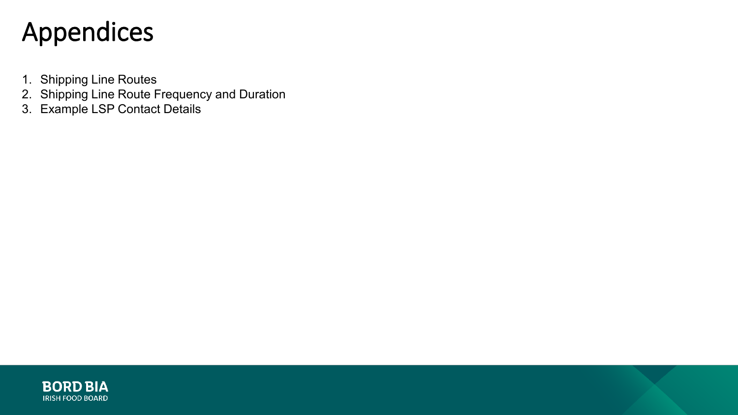# Appendices

1. Shipping Line Routes
2. Shipping Line Route Frequency and Duration
3. Example LSP Contact Details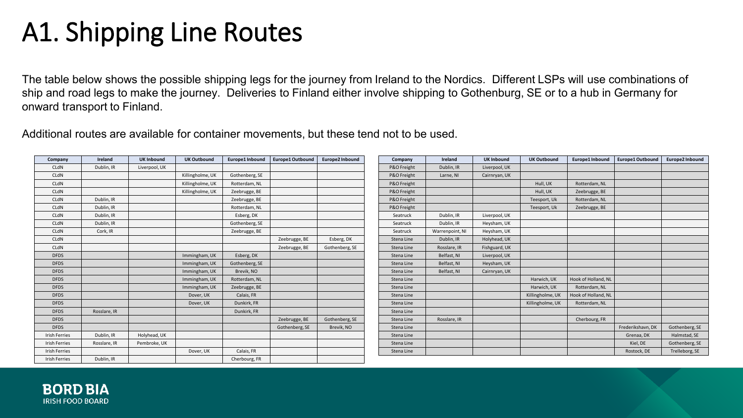# A1. Shipping Line Routes

The table below shows the possible shipping legs for the journey from Ireland to the Nordics. Different LSPs will use combinations of ship and road legs to make the journey. Deliveries to Finland either involve shipping to Gothenburg, SE or to a hub in Germany for onward transport to Finland.

Additional routes are available for container movements, but these tend not to be used.

| Company | Ireland | UK Inbound | UK Outbound | Europe1 Inbound | Europe1 Outbound | Europe2 Inbound |
|---|---|---|---|---|---|---|
| CLdN | Dublin, IR | Liverpool, UK | | | | |
| CLdN | | | Killingholme, UK | Gothenberg, SE | | |
| CLdN | | | Killingholme, UK | Rotterdam, NL | | |
| CLdN | | | Killingholme, UK | Zeebrugge, BE | | |
| CLdN | Dublin, IR | | | Zeebrugge, BE | | |
| CLdN | Dublin, IR | | | Rotterdam, NL | | |
| CLdN | Dublin, IR | | | Esberg, DK | | |
| CLdN | Dublin, IR | | | Gothenberg, SE | | |
| CLdN | Cork, IR | | | Zeebrugge, BE | | |
| CLdN | | | | | Zeebrugge, BE | Esberg, DK |
| CLdN | | | | | Zeebrugge, BE | Gothenberg, SE |
| DFDS | | | Immingham, UK | Esberg, DK | | |
| DFDS | | | Immingham, UK | Gothenberg, SE | | |
| DFDS | | | Immingham, UK | Brevik, NO | | |
| DFDS | | | Immingham, UK | Rotterdam, NL | | |
| DFDS | | | Immingham, UK | Zeebrugge, BE | | |
| DFDS | | | Dover, UK | Calais, FR | | |
| DFDS | | | Dover, UK | Dunkirk, FR | | |
| DFDS | Rosslare, IR | | | Dunkirk, FR | | |
| DFDS | | | | | Zeebrugge, BE | Gothenberg, SE |
| DFDS | | | | | Gothenberg, SE | Brevik, NO |
| Irish Ferries | Dublin, IR | Holyhead, UK | | | | |
| Irish Ferries | Rosslare, IR | Pembroke, UK | | | | |
| Irish Ferries | | | Dover, UK | Calais, FR | | |
| Irish Ferries | Dublin, IR | | | Cherbourg, FR | | |

| Company | Ireland | UK Inbound | UK Outbound | Europe1 Inbound | Europe1 Outbound | Europe2 Inbound |
|---|---|---|---|---|---|---|
| P&O Freight | Dublin, IR | Liverpool, UK | | | | |
| P&O Freight | Larne, NI | Cairnryan, UK | | | | |
| P&O Freight | | | Hull, UK | Rotterdam, NL | | |
| P&O Freight | | | Hull, UK | Zeebrugge, BE | | |
| P&O Freight | | | Teesport, Uk | Rotterdam, NL | | |
| P&O Freight | | | Teesport, Uk | Zeebrugge, BE | | |
| Seatruck | Dublin, IR | Liverpool, UK | | | | |
| Seatruck | Dublin, IR | Heysham, UK | | | | |
| Seatruck | Warrenpoint, NI | Heysham, UK | | | | |
| Stena Line | Dublin, IR | Holyhead, UK | | | | |
| Stena Line | Rosslare, IR | Fishguard, UK | | | | |
| Stena Line | Belfast, NI | Liverpool, UK | | | | |
| Stena Line | Belfast, NI | Heysham, UK | | | | |
| Stena Line | Belfast, NI | Cairnryan, UK | | | | |
| Stena Line | | | Harwich, UK | Hook of Holland, NL | | |
| Stena Line | | | Harwich, UK | Rotterdam, NL | | |
| Stena Line | | | Killingholme, UK | Hook of Holland, NL | | |
| Stena Line | | | Killingholme, UK | Rotterdam, NL | | |
| Stena Line | | | | | | |
| Stena Line | Rosslare, IR | | | Cherbourg, FR | | |
| Stena Line | | | | | Frederikshavn, DK | Gothenberg, SE |
| Stena Line | | | | | Grenaa, DK | Halmstad, SE |
| Stena Line | | | | | Kiel, DE | Gothenberg, SE |
| Stena Line | | | | | Rostock, DE | Trelleborg, SE |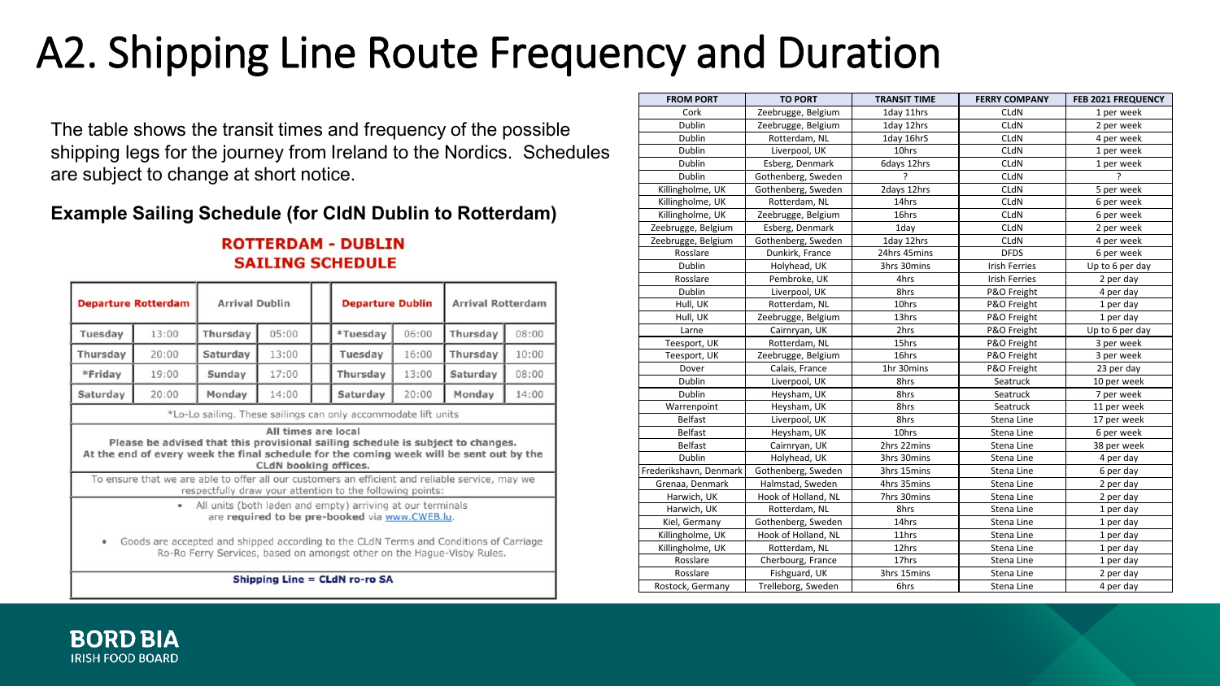# A2. Shipping Line Route Frequency and Duration

The table shows the transit times and frequency of the possible shipping legs for the journey from Ireland to the Nordics. Schedules are subject to change at short notice.

**Example Sailing Schedule (for CldN Dublin to Rotterdam)**

**ROTTERDAM - DUBLIN SAILING SCHEDULE**

| Departure Rotterdam | | Arrival Dublin | | Departure Dublin | | Arrival Rotterdam | |
|---|---|---|---|---|---|---|---|
| Tuesday | 13:00 | Thursday | 05:00 | *Tuesday | 06:00 | Thursday | 08:00 |
| Thursday | 20:00 | Saturday | 13:00 | Tuesday | 16:00 | Thursday | 10:00 |
| *Friday | 19:00 | Sunday | 17:00 | Thursday | 13:00 | Saturday | 08:00 |
| Saturday | 20:00 | Monday | 14:00 | Saturday | 20:00 | Monday | 14:00 |

*Lo-Lo sailing. These sailings can only accommodate lift units

All times are local

**Please be advised that this provisional sailing schedule is subject to changes. At the end of every week the final schedule for the coming week will be sent out by the CLdN booking offices.**

To ensure that we are able to offer all our customers an efficient and reliable service, may we respectfully draw your attention to the following points:

- All units (both laden and empty) arriving at our terminals are **required to be pre-booked** via www.CWEB.lu.
- Goods are accepted and shipped according to the CLdN Terms and Conditions of Carriage Ro-Ro Ferry Services, based on amongst other on the Hague-Visby Rules.

**Shipping Line = CLdN ro-ro SA**

| FROM PORT | TO PORT | TRANSIT TIME | FERRY COMPANY | FEB 2021 FREQUENCY |
|---|---|---|---|---|
| Cork | Zeebrugge, Belgium | 1day 11hrs | CLdN | 1 per week |
| Dublin | Zeebrugge, Belgium | 1day 12hrs | CLdN | 2 per week |
| Dublin | Rotterdam, NL | 1day 16hrS | CLdN | 4 per week |
| Dublin | Liverpool, UK | 10hrs | CLdN | 1 per week |
| Dublin | Esberg, Denmark | 6days 12hrs | CLdN | 1 per week |
| Dublin | Gothenberg, Sweden | ? | CLdN | ? |
| Killingholme, UK | Gothenberg, Sweden | 2days 12hrs | CLdN | 5 per week |
| Killingholme, UK | Rotterdam, NL | 14hrs | CLdN | 6 per week |
| Killingholme, UK | Zeebrugge, Belgium | 16hrs | CLdN | 6 per week |
| Zeebrugge, Belgium | Esberg, Denmark | 1day | CLdN | 2 per week |
| Zeebrugge, Belgium | Gothenberg, Sweden | 1day 12hrs | CLdN | 4 per week |
| Rosslare | Dunkirk, France | 24hrs 45mins | DFDS | 6 per week |
| Dublin | Holyhead, UK | 3hrs 30mins | Irish Ferries | Up to 6 per day |
| Rosslare | Pembroke, UK | 4hrs | Irish Ferries | 2 per day |
| Dublin | Liverpool, UK | 8hrs | P&O Freight | 4 per day |
| Hull, UK | Rotterdam, NL | 10hrs | P&O Freight | 1 per day |
| Hull, UK | Zeebrugge, Belgium | 13hrs | P&O Freight | 1 per day |
| Larne | Cairnryan, UK | 2hrs | P&O Freight | Up to 6 per day |
| Teesport, UK | Rotterdam, NL | 15hrs | P&O Freight | 3 per week |
| Teesport, UK | Zeebrugge, Belgium | 16hrs | P&O Freight | 3 per week |
| Dover | Calais, France | 1hr 30mins | P&O Freight | 23 per day |
| Dublin | Liverpool, UK | 8hrs | Seatruck | 10 per week |
| Dublin | Heysham, UK | 8hrs | Seatruck | 7 per week |
| Warrenpoint | Heysham, UK | 8hrs | Seatruck | 11 per week |
| Belfast | Liverpool, UK | 8hrs | Stena Line | 17 per week |
| Belfast | Heysham, UK | 10hrs | Stena Line | 6 per week |
| Belfast | Cairnryan, UK | 2hrs 22mins | Stena Line | 38 per week |
| Dublin | Holyhead, UK | 3hrs 30mins | Stena Line | 4 per day |
| Frederikshavn, Denmark | Gothenberg, Sweden | 3hrs 15mins | Stena Line | 6 per day |
| Grenaa, Denmark | Halmstad, Sweden | 4hrs 35mins | Stena Line | 2 per day |
| Harwich, UK | Hook of Holland, NL | 7hrs 30mins | Stena Line | 2 per day |
| Harwich, UK | Rotterdam, NL | 8hrs | Stena Line | 1 per day |
| Kiel, Germany | Gothenberg, Sweden | 14hrs | Stena Line | 1 per day |
| Killingholme, UK | Hook of Holland, NL | 11hrs | Stena Line | 1 per day |
| Killingholme, UK | Rotterdam, NL | 12hrs | Stena Line | 1 per day |
| Rosslare | Cherbourg, France | 17hrs | Stena Line | 1 per day |
| Rosslare | Fishguard, UK | 3hrs 15mins | Stena Line | 2 per day |
| Rostock, Germany | Trelleborg, Sweden | 6hrs | Stena Line | 4 per day |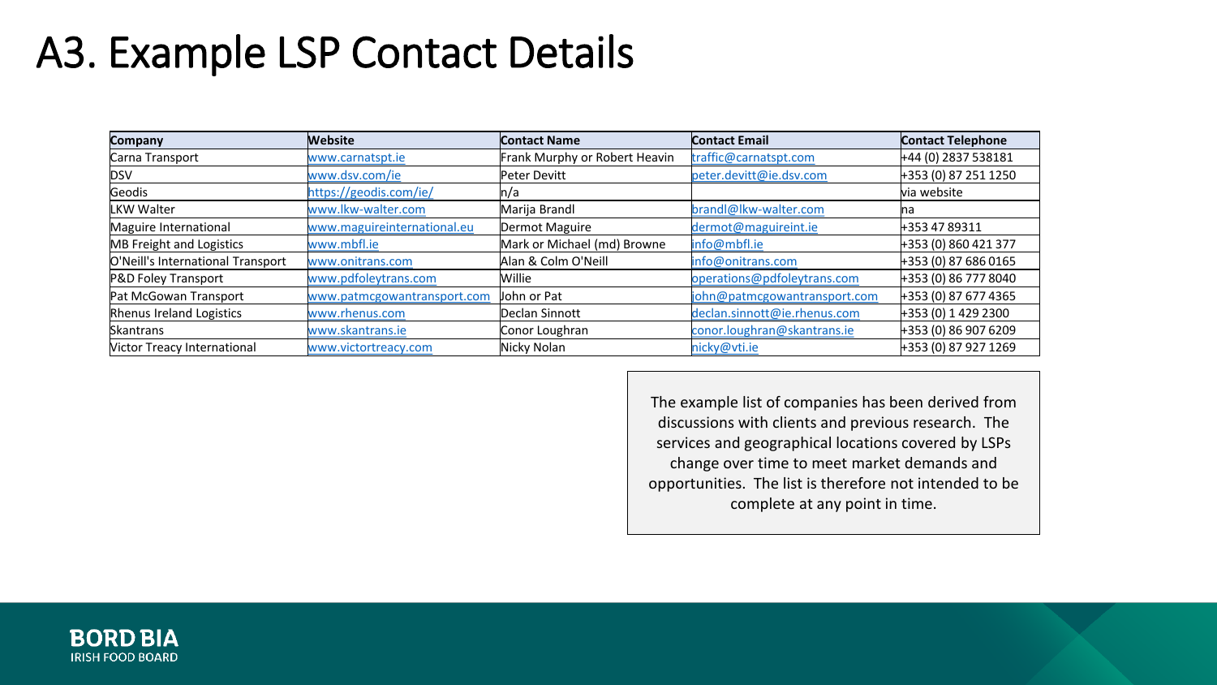# A3. Example LSP Contact Details

| Company | Website | Contact Name | Contact Email | Contact Telephone |
| --- | --- | --- | --- | --- |
| Carna Transport | www.carnatspt.ie | Frank Murphy or Robert Heavin | traffic@carnatspt.com | +44 (0) 2837 538181 |
| DSV | www.dsv.com/ie | Peter Devitt | peter.devitt@ie.dsv.com | +353 (0) 87 251 1250 |
| Geodis | https://geodis.com/ie/ | n/a | | via website |
| LKW Walter | www.lkw-walter.com | Marija Brandl | brandl@lkw-walter.com | na |
| Maguire International | www.maguireinternational.eu | Dermot Maguire | dermot@maguireint.ie | +353 47 89311 |
| MB Freight and Logistics | www.mbfl.ie | Mark or Michael (md) Browne | info@mbfl.ie | +353 (0) 860 421 377 |
| O'Neill's International Transport | www.onitrans.com | Alan & Colm O'Neill | info@onitrans.com | +353 (0) 87 686 0165 |
| P&D Foley Transport | www.pdfoleytrans.com | Willie | operations@pdfoleytrans.com | +353 (0) 86 777 8040 |
| Pat McGowan Transport | www.patmcgowantransport.com | John or Pat | john@patmcgowantransport.com | +353 (0) 87 677 4365 |
| Rhenus Ireland Logistics | www.rhenus.com | Declan Sinnott | declan.sinnott@ie.rhenus.com | +353 (0) 1 429 2300 |
| Skantrans | www.skantrans.ie | Conor Loughran | conor.loughran@skantrans.ie | +353 (0) 86 907 6209 |
| Victor Treacy International | www.victortreacy.com | Nicky Nolan | nicky@vti.ie | +353 (0) 87 927 1269 |

The example list of companies has been derived from discussions with clients and previous research. The services and geographical locations covered by LSPs change over time to meet market demands and opportunities. The list is therefore not intended to be complete at any point in time.